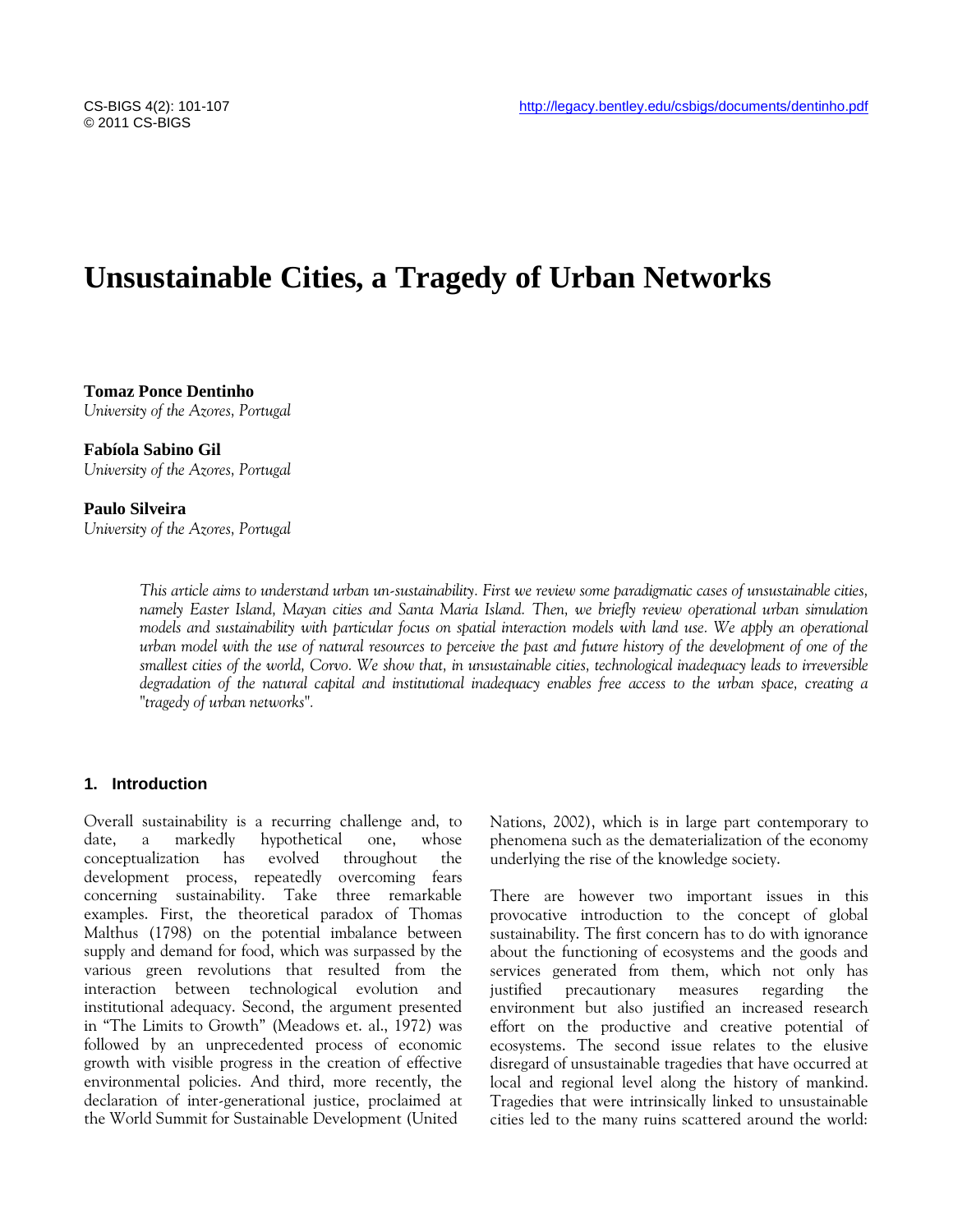# Unsustainable Cities, a Tragedy of Urban Networks

**Tomaz Ponce Dentinho**
*University of the Azores, Portugal*

**Fabíola Sabino Gil**
*University of the Azores, Portugal*

**Paulo Silveira**
*University of the Azores, Portugal*

*This article aims to understand urban un-sustainability. First we review some paradigmatic cases of unsustainable cities, namely Easter Island, Mayan cities and Santa Maria Island. Then, we briefly review operational urban simulation models and sustainability with particular focus on spatial interaction models with land use. We apply an operational urban model with the use of natural resources to perceive the past and future history of the development of one of the smallest cities of the world, Corvo. We show that, in unsustainable cities, technological inadequacy leads to irreversible degradation of the natural capital and institutional inadequacy enables free access to the urban space, creating a "tragedy of urban networks".*

## 1. Introduction

Overall sustainability is a recurring challenge and, to date, a markedly hypothetical one, whose conceptualization has evolved throughout the development process, repeatedly overcoming fears concerning sustainability. Take three remarkable examples. First, the theoretical paradox of Thomas Malthus (1798) on the potential imbalance between supply and demand for food, which was surpassed by the various green revolutions that resulted from the interaction between technological evolution and institutional adequacy. Second, the argument presented in "The Limits to Growth" (Meadows et. al., 1972) was followed by an unprecedented process of economic growth with visible progress in the creation of effective environmental policies. And third, more recently, the declaration of inter-generational justice, proclaimed at the World Summit for Sustainable Development (United Nations, 2002), which is in large part contemporary to phenomena such as the dematerialization of the economy underlying the rise of the knowledge society.

There are however two important issues in this provocative introduction to the concept of global sustainability. The first concern has to do with ignorance about the functioning of ecosystems and the goods and services generated from them, which not only has justified precautionary measures regarding the environment but also justified an increased research effort on the productive and creative potential of ecosystems. The second issue relates to the elusive disregard of unsustainable tragedies that have occurred at local and regional level along the history of mankind. Tragedies that were intrinsically linked to unsustainable cities led to the many ruins scattered around the world: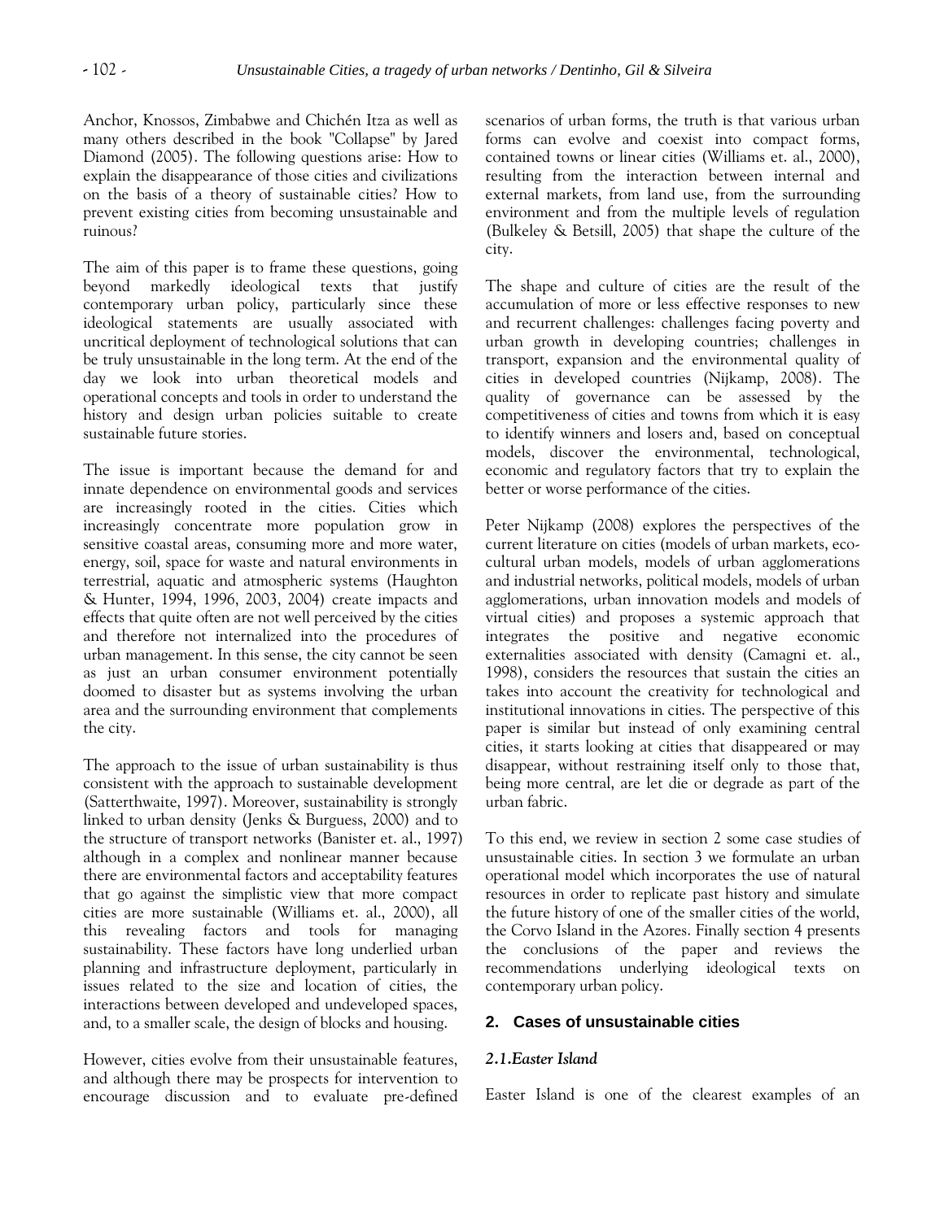Anchor, Knossos, Zimbabwe and Chichén Itza as well as many others described in the book "Collapse" by Jared Diamond (2005). The following questions arise: How to explain the disappearance of those cities and civilizations on the basis of a theory of sustainable cities? How to prevent existing cities from becoming unsustainable and ruinous?

The aim of this paper is to frame these questions, going beyond markedly ideological texts that justify contemporary urban policy, particularly since these ideological statements are usually associated with uncritical deployment of technological solutions that can be truly unsustainable in the long term. At the end of the day we look into urban theoretical models and operational concepts and tools in order to understand the history and design urban policies suitable to create sustainable future stories.

The issue is important because the demand for and innate dependence on environmental goods and services are increasingly rooted in the cities. Cities which increasingly concentrate more population grow in sensitive coastal areas, consuming more and more water, energy, soil, space for waste and natural environments in terrestrial, aquatic and atmospheric systems (Haughton & Hunter, 1994, 1996, 2003, 2004) create impacts and effects that quite often are not well perceived by the cities and therefore not internalized into the procedures of urban management. In this sense, the city cannot be seen as just an urban consumer environment potentially doomed to disaster but as systems involving the urban area and the surrounding environment that complements the city.

The approach to the issue of urban sustainability is thus consistent with the approach to sustainable development (Satterthwaite, 1997). Moreover, sustainability is strongly linked to urban density (Jenks & Burguess, 2000) and to the structure of transport networks (Banister et. al., 1997) although in a complex and nonlinear manner because there are environmental factors and acceptability features that go against the simplistic view that more compact cities are more sustainable (Williams et. al., 2000), all this revealing factors and tools for managing sustainability. These factors have long underlied urban planning and infrastructure deployment, particularly in issues related to the size and location of cities, the interactions between developed and undeveloped spaces, and, to a smaller scale, the design of blocks and housing.

However, cities evolve from their unsustainable features, and although there may be prospects for intervention to encourage discussion and to evaluate pre-defined scenarios of urban forms, the truth is that various urban forms can evolve and coexist into compact forms, contained towns or linear cities (Williams et. al., 2000), resulting from the interaction between internal and external markets, from land use, from the surrounding environment and from the multiple levels of regulation (Bulkeley & Betsill, 2005) that shape the culture of the city.

The shape and culture of cities are the result of the accumulation of more or less effective responses to new and recurrent challenges: challenges facing poverty and urban growth in developing countries; challenges in transport, expansion and the environmental quality of cities in developed countries (Nijkamp, 2008). The quality of governance can be assessed by the competitiveness of cities and towns from which it is easy to identify winners and losers and, based on conceptual models, discover the environmental, technological, economic and regulatory factors that try to explain the better or worse performance of the cities.

Peter Nijkamp (2008) explores the perspectives of the current literature on cities (models of urban markets, eco-cultural urban models, models of urban agglomerations and industrial networks, political models, models of urban agglomerations, urban innovation models and models of virtual cities) and proposes a systemic approach that integrates the positive and negative economic externalities associated with density (Camagni et. al., 1998), considers the resources that sustain the cities an takes into account the creativity for technological and institutional innovations in cities. The perspective of this paper is similar but instead of only examining central cities, it starts looking at cities that disappeared or may disappear, without restraining itself only to those that, being more central, are let die or degrade as part of the urban fabric.

To this end, we review in section 2 some case studies of unsustainable cities. In section 3 we formulate an urban operational model which incorporates the use of natural resources in order to replicate past history and simulate the future history of one of the smaller cities of the world, the Corvo Island in the Azores. Finally section 4 presents the conclusions of the paper and reviews the recommendations underlying ideological texts on contemporary urban policy.

## 2. Cases of unsustainable cities

### *2.1. Easter Island*

Easter Island is one of the clearest examples of an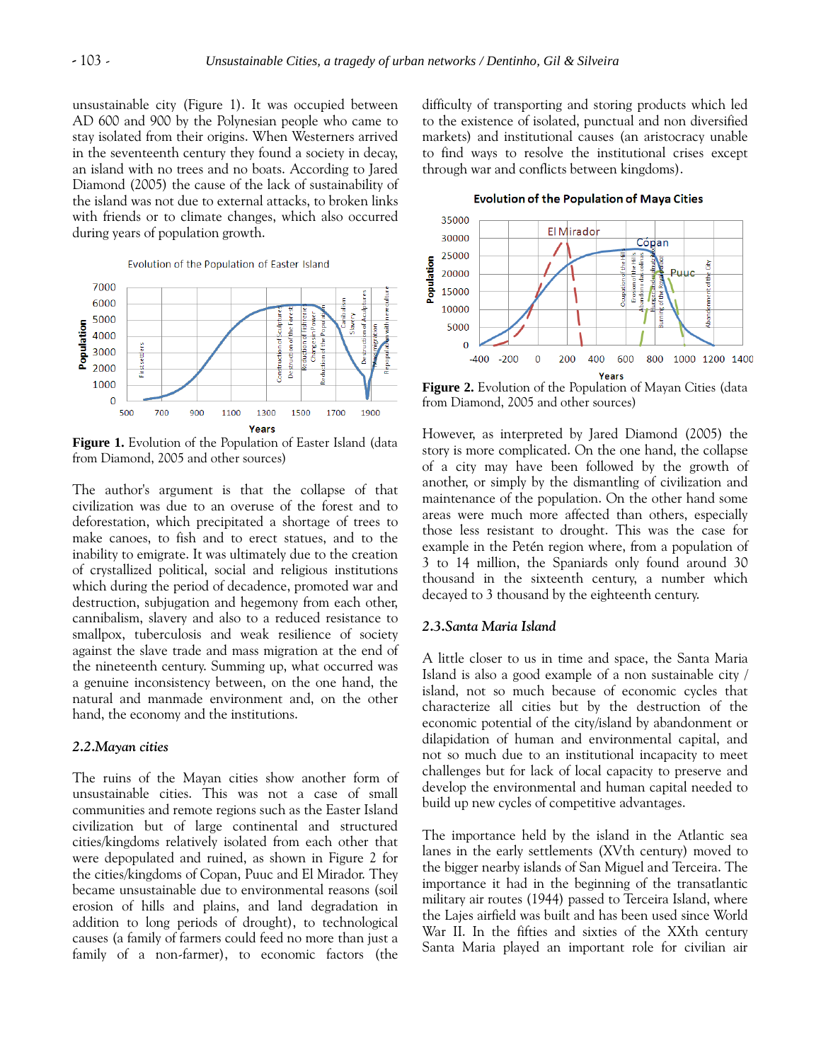unsustainable city (Figure 1). It was occupied between AD 600 and 900 by the Polynesian people who came to stay isolated from their origins. When Westerners arrived in the seventeenth century they found a society in decay, an island with no trees and no boats. According to Jared Diamond (2005) the cause of the lack of sustainability of the island was not due to external attacks, to broken links with friends or to climate changes, which also occurred during years of population growth.

**Figure 1.** Evolution of the Population of Easter Island (data from Diamond, 2005 and other sources)

The author's argument is that the collapse of that civilization was due to an overuse of the forest and to deforestation, which precipitated a shortage of trees to make canoes, to fish and to erect statues, and to the inability to emigrate. It was ultimately due to the creation of crystallized political, social and religious institutions which during the period of decadence, promoted war and destruction, subjugation and hegemony from each other, cannibalism, slavery and also to a reduced resistance to smallpox, tuberculosis and weak resilience of society against the slave trade and mass migration at the end of the nineteenth century. Summing up, what occurred was a genuine inconsistency between, on the one hand, the natural and manmade environment and, on the other hand, the economy and the institutions.

### *2.2.Mayan cities*

The ruins of the Mayan cities show another form of unsustainable cities. This was not a case of small communities and remote regions such as the Easter Island civilization but of large continental and structured cities/kingdoms relatively isolated from each other that were depopulated and ruined, as shown in Figure 2 for the cities/kingdoms of Copan, Puuc and El Mirador. They became unsustainable due to environmental reasons (soil erosion of hills and plains, and land degradation in addition to long periods of drought), to technological causes (a family of farmers could feed no more than just a family of a non-farmer), to economic factors (the difficulty of transporting and storing products which led to the existence of isolated, punctual and non diversified markets) and institutional causes (an aristocracy unable to find ways to resolve the institutional crises except through war and conflicts between kingdoms).

**Figure 2.** Evolution of the Population of Mayan Cities (data from Diamond, 2005 and other sources)

However, as interpreted by Jared Diamond (2005) the story is more complicated. On the one hand, the collapse of a city may have been followed by the growth of another, or simply by the dismantling of civilization and maintenance of the population. On the other hand some areas were much more affected than others, especially those less resistant to drought. This was the case for example in the Petén region where, from a population of 3 to 14 million, the Spaniards only found around 30 thousand in the sixteenth century, a number which decayed to 3 thousand by the eighteenth century.

### *2.3.Santa Maria Island*

A little closer to us in time and space, the Santa Maria Island is also a good example of a non sustainable city / island, not so much because of economic cycles that characterize all cities but by the destruction of the economic potential of the city/island by abandonment or dilapidation of human and environmental capital, and not so much due to an institutional incapacity to meet challenges but for lack of local capacity to preserve and develop the environmental and human capital needed to build up new cycles of competitive advantages.

The importance held by the island in the Atlantic sea lanes in the early settlements (XVth century) moved to the bigger nearby islands of San Miguel and Terceira. The importance it had in the beginning of the transatlantic military air routes (1944) passed to Terceira Island, where the Lajes airfield was built and has been used since World War II. In the fifties and sixties of the XXth century Santa Maria played an important role for civilian air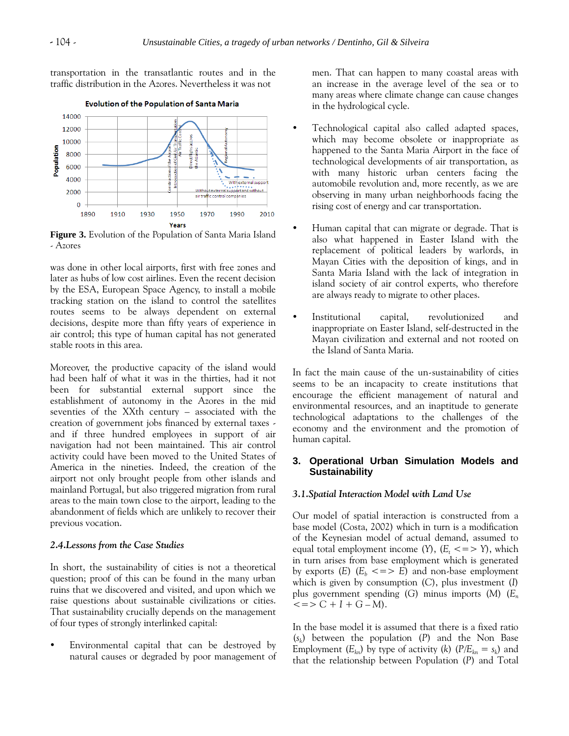transportation in the transatlantic routes and in the traffic distribution in the Azores. Nevertheless it was not

**Figure 3.** Evolution of the Population of Santa Maria Island - Azores

was done in other local airports, first with free zones and later as hubs of low cost airlines. Even the recent decision by the ESA, European Space Agency, to install a mobile tracking station on the island to control the satellites routes seems to be always dependent on external decisions, despite more than fifty years of experience in air control; this type of human capital has not generated stable roots in this area.

Moreover, the productive capacity of the island would had been half of what it was in the thirties, had it not been for substantial external support since the establishment of autonomy in the Azores in the mid seventies of the XXth century – associated with the creation of government jobs financed by external taxes - and if three hundred employees in support of air navigation had not been maintained. This air control activity could have been moved to the United States of America in the nineties. Indeed, the creation of the airport not only brought people from other islands and mainland Portugal, but also triggered migration from rural areas to the main town close to the airport, leading to the abandonment of fields which are unlikely to recover their previous vocation.

### *2.4.Lessons from the Case Studies*

In short, the sustainability of cities is not a theoretical question; proof of this can be found in the many urban ruins that we discovered and visited, and upon which we raise questions about sustainable civilizations or cities. That sustainability crucially depends on the management of four types of strongly interlinked capital:

- Environmental capital that can be destroyed by natural causes or degraded by poor management of men. That can happen to many coastal areas with an increase in the average level of the sea or to many areas where climate change can cause changes in the hydrological cycle.
- Technological capital also called adapted spaces, which may become obsolete or inappropriate as happened to the Santa Maria Airport in the face of technological developments of air transportation, as with many historic urban centers facing the automobile revolution and, more recently, as we are observing in many urban neighborhoods facing the rising cost of energy and car transportation.
- Human capital that can migrate or degrade. That is also what happened in Easter Island with the replacement of political leaders by warlords, in Mayan Cities with the deposition of kings, and in Santa Maria Island with the lack of integration in island society of air control experts, who therefore are always ready to migrate to other places.
- Institutional capital, revolutionized and inappropriate on Easter Island, self-destructed in the Mayan civilization and external and not rooted on the Island of Santa Maria.

In fact the main cause of the un-sustainability of cities seems to be an incapacity to create institutions that encourage the efficient management of natural and environmental resources, and an inaptitude to generate technological adaptations to the challenges of the economy and the environment and the promotion of human capital.

## 3. Operational Urban Simulation Models and Sustainability

### *3.1.Spatial Interaction Model with Land Use*

Our model of spatial interaction is constructed from a base model (Costa, 2002) which in turn is a modification of the Keynesian model of actual demand, assumed to equal total employment income ($Y$), ($E_t <=> Y$), which in turn arises from base employment which is generated by exports ($E$) ($E_b <=> E$) and non-base employment which is given by consumption ($C$), plus investment ($I$) plus government spending ($G$) minus imports ($M$) ($E_n <=> C + I + G – M$).

In the base model it is assumed that there is a fixed ratio ($s_k$) between the population ($P$) and the Non Base Employment ($E_{kn}$) by type of activity ($k$) ($P/E_{kn} = s_k$) and that the relationship between Population ($P$) and Total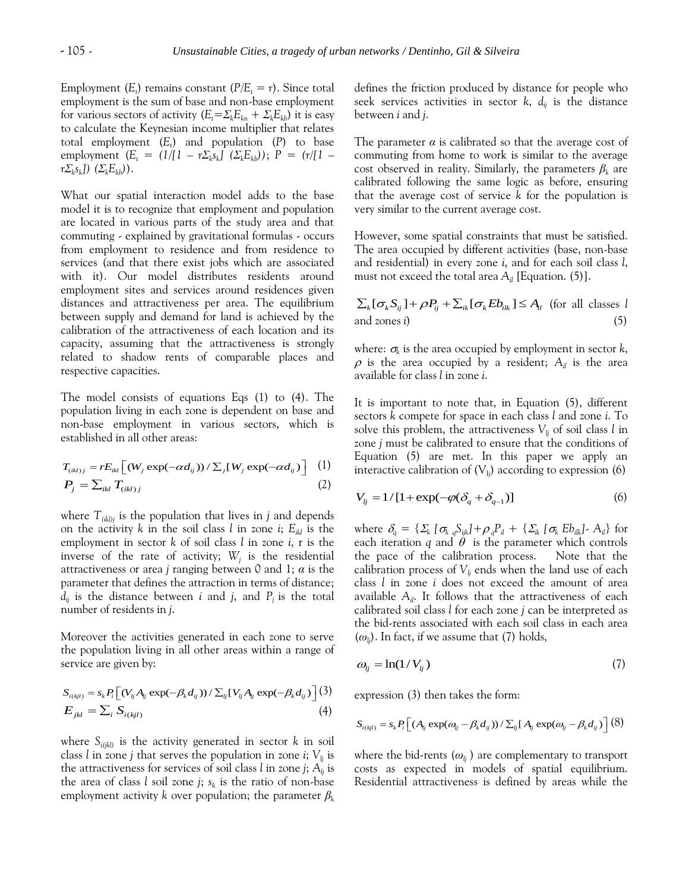Employment ($E_t$) remains constant ($P/E_t = r$). Since total employment is the sum of base and non-base employment for various sectors of activity ($E_t=\Sigma_k E_{kn} + \Sigma_k E_{kb}$) it is easy to calculate the Keynesian income multiplier that relates total employment ($E_t$) and population ($P$) to base employment ($E_t = (1/[1 - r\Sigma_k s_k]\ (\Sigma_k E_{kb})$); $P = (r/[1 - r\Sigma_k s_k])\ (\Sigma_k E_{kb})$).

What our spatial interaction model adds to the base model it is to recognize that employment and population are located in various parts of the study area and that commuting - explained by gravitational formulas - occurs from employment to residence and from residence to services (and that there exist jobs which are associated with it). Our model distributes residents around employment sites and services around residences given distances and attractiveness per area. The equilibrium between supply and demand for land is achieved by the calibration of the attractiveness of each location and its capacity, assuming that the attractiveness is strongly related to shadow rents of comparable places and respective capacities.

The model consists of equations Eqs (1) to (4). The population living in each zone is dependent on base and non-base employment in various sectors, which is established in all other areas:

$$T_{(ikl)j} = rE_{ikl}\left[(W_j \exp(-\alpha d_{ij})) / \Sigma_j [W_j \exp(-\alpha d_{ij})\right] \quad (1)$$

$$P_j = \Sigma_{ikl}\, T_{(ikl)j} \quad (2)$$

where $T_{(ikl)j}$ is the population that lives in $j$ and depends on the activity $k$ in the soil class $l$ in zone $i$; $E_{ikl}$ is the employment in sector $k$ of soil class $l$ in zone $i$, r is the inverse of the rate of activity; $W_j$ is the residential attractiveness or area $j$ ranging between 0 and 1; $\alpha$ is the parameter that defines the attraction in terms of distance; $d_{ij}$ is the distance between $i$ and $j$, and $P_j$ is the total number of residents in $j$.

Moreover the activities generated in each zone to serve the population living in all other areas within a range of service are given by:

$$S_{i(kjl)} = s_k P_i \left[(V_{lj} A_{lj} \exp(-\beta_k d_{ij})) / \Sigma_{lj}[V_{lj} A_{lj} \exp(-\beta_k d_{ij})\right] \quad (3)$$

$$E_{jkl} = \Sigma_i\, S_{i(kjl)} \quad (4)$$

where $S_{i(jkl)}$ is the activity generated in sector $k$ in soil class $l$ in zone $j$ that serves the population in zone $i$; $V_{lj}$ is the attractiveness for services of soil class $l$ in zone $j$; $A_{lj}$ is the area of class $l$ soil zone $j$; $s_k$ is the ratio of non-base employment activity $k$ over population; the parameter $\beta_k$ defines the friction produced by distance for people who seek services activities in sector $k$, $d_{ij}$ is the distance between $i$ and $j$.

The parameter $\alpha$ is calibrated so that the average cost of commuting from home to work is similar to the average cost observed in reality. Similarly, the parameters $\beta_k$ are calibrated following the same logic as before, ensuring that the average cost of service $k$ for the population is very similar to the current average cost.

However, some spatial constraints that must be satisfied. The area occupied by different activities (base, non-base and residential) in every zone $i$, and for each soil class $l$, must not exceed the total area $A_{il}$ [Equation. (5)].

$$\Sigma_k [\sigma_k S_{ij}] + \rho P_{ij} + \Sigma_{ik}[\sigma_k Eb_{ilk}] \le A_{il} \quad \text{(for all classes } l \text{ and zones } i\text{)} \quad (5)$$

where: $\sigma_k$ is the area occupied by employment in sector $k$, $\rho$ is the area occupied by a resident; $A_{il}$ is the area available for class $l$ in zone $i$.

It is important to note that, in Equation (5), different sectors $k$ compete for space in each class $l$ and zone $i$. To solve this problem, the attractiveness $V_{lj}$ of soil class $l$ in zone $j$ must be calibrated to ensure that the conditions of Equation (5) are met. In this paper we apply an interactive calibration of ($V_{lj}$) according to expression (6)

$$V_{lj} = 1/[1 + \exp(-\varphi(\delta_q + \delta_{q-1})] \quad (6)$$

where $\delta_q = \{\Sigma_k [\sigma_k\, {}_qS_{ijk}] + \rho\, {}_qP_{il} + \{\Sigma_{ik} [\sigma_k\, Eb_{ilk}] - A_{il}\}$ for each iteration $q$ and $\theta$ is the parameter which controls the pace of the calibration process. Note that the calibration process of $V_{lj}$ ends when the land use of each class $l$ in zone $i$ does not exceed the amount of area available $A_{il}$. It follows that the attractiveness of each calibrated soil class $l$ for each zone $j$ can be interpreted as the bid-rents associated with each soil class in each area ($\omega_{lj}$). In fact, if we assume that (7) holds,

$$\omega_{lj} = \ln(1/V_{lj}) \quad (7)$$

expression (3) then takes the form:

$$S_{i(kjl)} = s_k P_i \left[(A_{lj} \exp(\omega_{lj} - \beta_k d_{ij})) / \Sigma_{lj}[A_{lj} \exp(\omega_{lj} - \beta_k d_{ij})\right] \quad (8)$$

where the bid-rents ($\omega_{lj}$) are complementary to transport costs as expected in models of spatial equilibrium. Residential attractiveness is defined by areas while the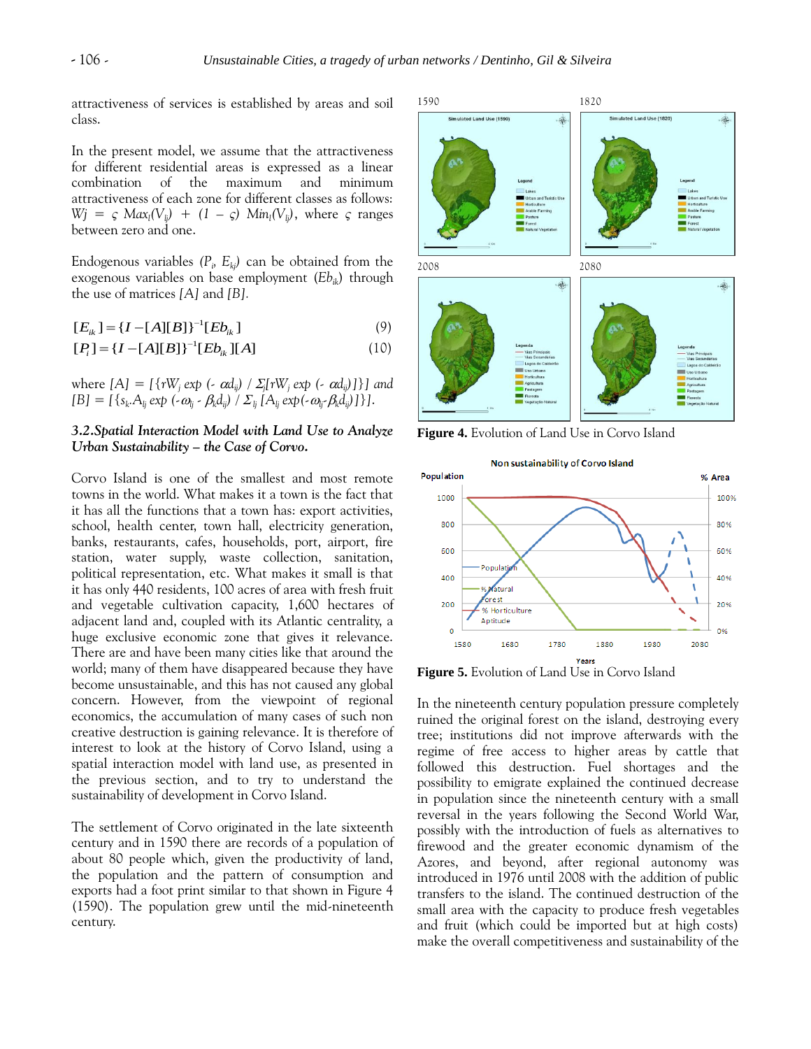attractiveness of services is established by areas and soil class.

In the present model, we assume that the attractiveness for different residential areas is expressed as a linear combination of maximum and minimum attractiveness of each zone for different classes as follows: $W_j = \varsigma \, Max_l(V_{lj}) + (1 - \varsigma) \, Min_l(V_{lj})$, where $\varsigma$ ranges between zero and one.

Endogenous variables ($P_i$, $E_{kj}$) can be obtained from the exogenous variables on base employment ($Eb_{ik}$) through the use of matrices $[A]$ and $[B]$.

$$[E_{ik}] = \{I - [A][B]\}^{-1}[Eb_{ik}] \quad (9)$$

$$[P_i] = \{I - [A][B]\}^{-1}[Eb_{ik}][A] \quad (10)$$

where $[A] = [\{rW_j \exp(-\alpha d_{ij}) / \Sigma_j[rW_j \exp(-\alpha d_{ij})]\}]$ and $[B] = [\{s_k . A_{lj} \exp(-\omega_{lj} - \beta_k d_{ij}) / \Sigma_{lj} [A_{lj} \exp(-\omega_{lj} - \beta_k d_{ij})]\}]$.

### 3.2. Spatial Interaction Model with Land Use to Analyze Urban Sustainability – the Case of Corvo.

Corvo Island is one of the smallest and most remote towns in the world. What makes it a town is the fact that it has all the functions that a town has: export activities, school, health center, town hall, electricity generation, banks, restaurants, cafes, households, port, airport, fire station, water supply, waste collection, sanitation, political representation, etc. What makes it small is that it has only 440 residents, 100 acres of area with fresh fruit and vegetable cultivation capacity, 1,600 hectares of adjacent land and, coupled with its Atlantic centrality, a huge exclusive economic zone that gives it relevance. There are and have been many cities like that around the world; many of them have disappeared because they have become unsustainable, and this has not caused any global concern. However, from the viewpoint of regional economics, the accumulation of many cases of such non creative destruction is gaining relevance. It is therefore of interest to look at the history of Corvo Island, using a spatial interaction model with land use, as presented in the previous section, and to try to understand the sustainability of development in Corvo Island.

The settlement of Corvo originated in the late sixteenth century and in 1590 there are records of a population of about 80 people which, given the productivity of land, the population and the pattern of consumption and exports had a foot print similar to that shown in Figure 4 (1590). The population grew until the mid-nineteenth century.

**Figure 4.** Evolution of Land Use in Corvo Island

**Figure 5.** Evolution of Land Use in Corvo Island

In the nineteenth century population pressure completely ruined the original forest on the island, destroying every tree; institutions did not improve afterwards with the regime of free access to higher areas by cattle that followed this destruction. Fuel shortages and the possibility to emigrate explained the continued decrease in population since the nineteenth century with a small reversal in the years following the Second World War, possibly with the introduction of fuels as alternatives to firewood and the greater economic dynamism of the Azores, and beyond, after regional autonomy was introduced in 1976 until 2008 with the addition of public transfers to the island. The continued destruction of the small area with the capacity to produce fresh vegetables and fruit (which could be imported but at high costs) make the overall competitiveness and sustainability of the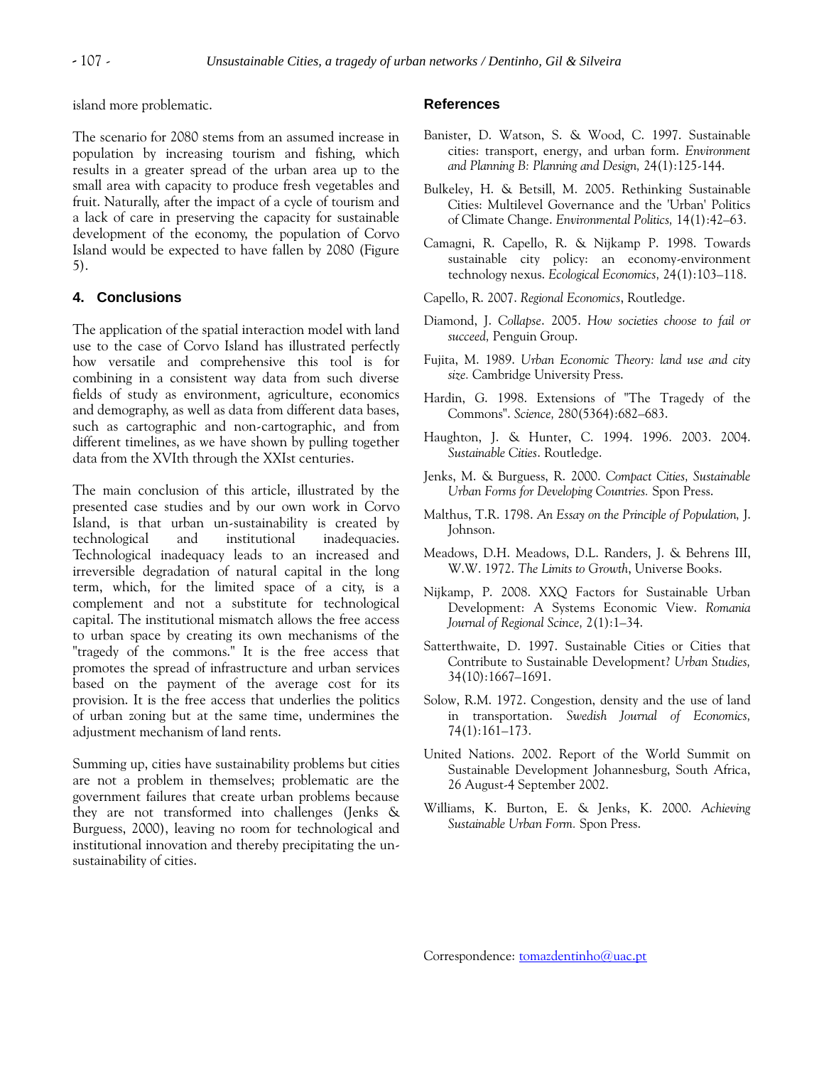island more problematic.

The scenario for 2080 stems from an assumed increase in population by increasing tourism and fishing, which results in a greater spread of the urban area up to the small area with capacity to produce fresh vegetables and fruit. Naturally, after the impact of a cycle of tourism and a lack of care in preserving the capacity for sustainable development of the economy, the population of Corvo Island would be expected to have fallen by 2080 (Figure 5).

## 4. Conclusions

The application of the spatial interaction model with land use to the case of Corvo Island has illustrated perfectly how versatile and comprehensive this tool is for combining in a consistent way data from such diverse fields of study as environment, agriculture, economics and demography, as well as data from different data bases, such as cartographic and non-cartographic, and from different timelines, as we have shown by pulling together data from the XVIth through the XXIst centuries.

The main conclusion of this article, illustrated by the presented case studies and by our own work in Corvo Island, is that urban un-sustainability is created by technological and institutional inadequacies. Technological inadequacy leads to an increased and irreversible degradation of natural capital in the long term, which, for the limited space of a city, is a complement and not a substitute for technological capital. The institutional mismatch allows the free access to urban space by creating its own mechanisms of the "tragedy of the commons." It is the free access that promotes the spread of infrastructure and urban services based on the payment of the average cost for its provision. It is the free access that underlies the politics of urban zoning but at the same time, undermines the adjustment mechanism of land rents.

Summing up, cities have sustainability problems but cities are not a problem in themselves; problematic are the government failures that create urban problems because they are not transformed into challenges (Jenks & Burguess, 2000), leaving no room for technological and institutional innovation and thereby precipitating the un-sustainability of cities.

## References

Banister, D. Watson, S. & Wood, C. 1997. Sustainable cities: transport, energy, and urban form. *Environment and Planning B: Planning and Design,* 24(1):125-144.

Bulkeley, H. & Betsill, M. 2005. Rethinking Sustainable Cities: Multilevel Governance and the 'Urban' Politics of Climate Change. *Environmental Politics,* 14(1):42–63.

Camagni, R. Capello, R. & Nijkamp P. 1998. Towards sustainable city policy: an economy-environment technology nexus. *Ecological Economics,* 24(1):103–118.

Capello, R. 2007. *Regional Economics*, Routledge.

Diamond, J. *Collapse*. 2005. *How societies choose to fail or succeed,* Penguin Group.

Fujita, M. 1989. *Urban Economic Theory: land use and city size.* Cambridge University Press.

Hardin, G. 1998. Extensions of "The Tragedy of the Commons". *Science,* 280(5364):682–683.

Haughton, J. & Hunter, C. 1994. 1996. 2003. 2004. *Sustainable Cities*. Routledge.

Jenks, M. & Burguess, R. 2000. *Compact Cities, Sustainable Urban Forms for Developing Countries.* Spon Press.

Malthus, T.R. 1798. *An Essay on the Principle of Population,* J. Johnson.

Meadows, D.H. Meadows, D.L. Randers, J. & Behrens III, W.W. 1972. *The Limits to Growth*, Universe Books.

Nijkamp, P. 2008. XXQ Factors for Sustainable Urban Development: A Systems Economic View. *Romania Journal of Regional Scince,* 2(1):1–34.

Satterthwaite, D. 1997. Sustainable Cities or Cities that Contribute to Sustainable Development? *Urban Studies,* 34(10):1667–1691.

Solow, R.M. 1972. Congestion, density and the use of land in transportation. *Swedish Journal of Economics,* 74(1):161–173.

United Nations. 2002. Report of the World Summit on Sustainable Development Johannesburg, South Africa, 26 August-4 September 2002.

Williams, K. Burton, E. & Jenks, K. 2000. *Achieving Sustainable Urban Form.* Spon Press.

Correspondence: tomazdentinho@uac.pt